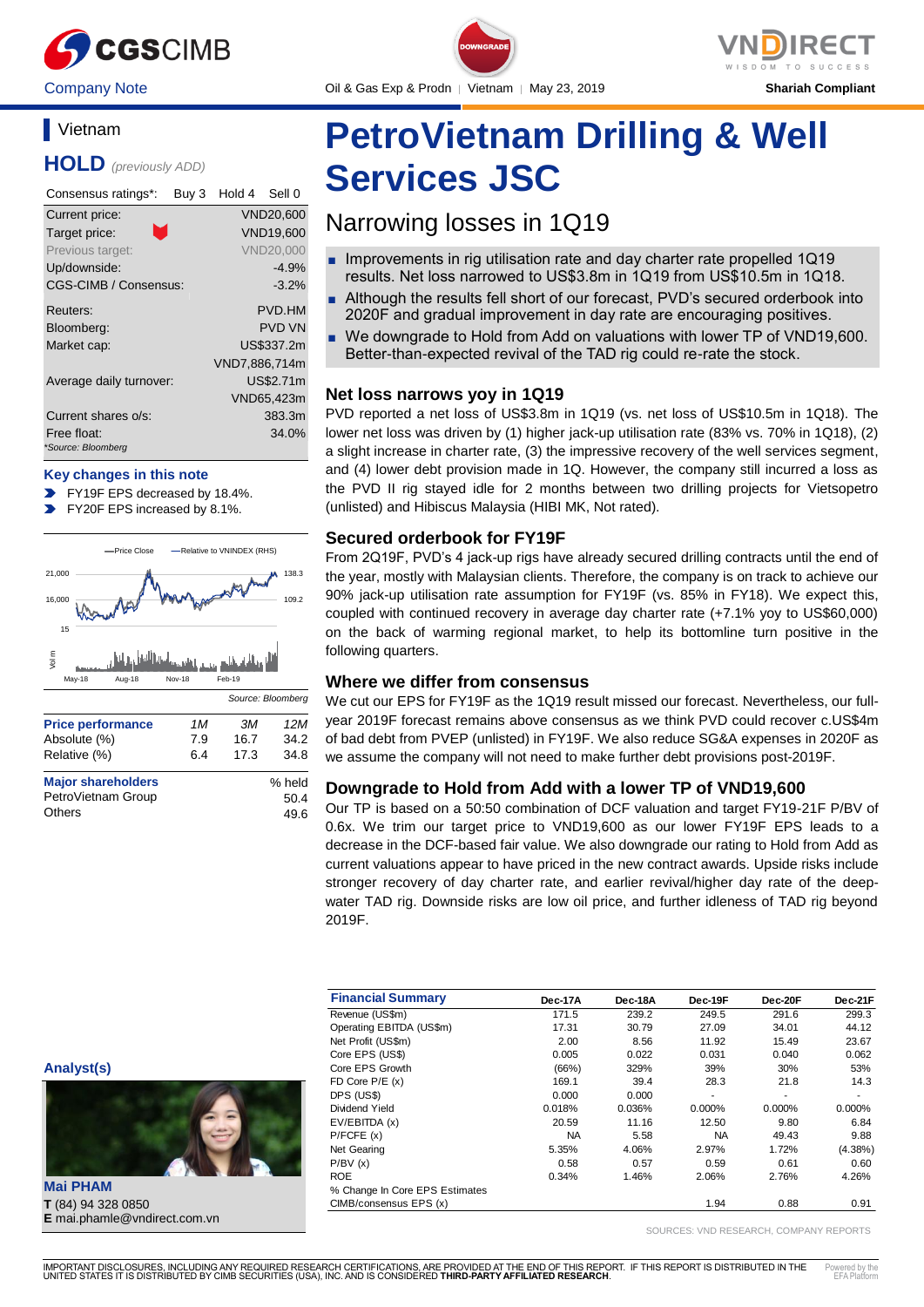Company Note | Oil & Gas Exp & Prodn | Vietnam | May 23, 2019 | Shariah Compliant

DOWNGRADE

## Vietnam

## HOLD *(previously ADD)*

| Consensus ratings*: | Buy 3 | Hold 4 | Sell 0 |
|---|---|---|---|

| | |
|---|---|
| Current price: | VND20,600 |
| Target price: | VND19,600 |
| Previous target: | VND20,000 |
| Up/downside: | -4.9% |
| CGS-CIMB / Consensus: | -3.2% |
| Reuters: | PVD.HM |
| Bloomberg: | PVD VN |
| Market cap: | US$337.2m |
| | VND7,886,714m |
| Average daily turnover: | US$2.71m |
| | VND65,423m |
| Current shares o/s: | 383.3m |
| Free float: | 34.0% |

*Source: Bloomberg

### Key changes in this note

- FY19F EPS decreased by 18.4%.
- FY20F EPS increased by 8.1%.

Source: Bloomberg

| Price performance | 1M | 3M | 12M |
|---|---|---|---|
| Absolute (%) | 7.9 | 16.7 | 34.2 |
| Relative (%) | 6.4 | 17.3 | 34.8 |

| Major shareholders | % held |
|---|---|
| PetroVietnam Group | 50.4 |
| Others | 49.6 |

# PetroVietnam Drilling & Well Services JSC

## Narrowing losses in 1Q19

- Improvements in rig utilisation rate and day charter rate propelled 1Q19 results. Net loss narrowed to US$3.8m in 1Q19 from US$10.5m in 1Q18.
- Although the results fell short of our forecast, PVD's secured orderbook into 2020F and gradual improvement in day rate are encouraging positives.
- We downgrade to Hold from Add on valuations with lower TP of VND19,600. Better-than-expected revival of the TAD rig could re-rate the stock.

### Net loss narrows yoy in 1Q19

PVD reported a net loss of US$3.8m in 1Q19 (vs. net loss of US$10.5m in 1Q18). The lower net loss was driven by (1) higher jack-up utilisation rate (83% vs. 70% in 1Q18), (2) a slight increase in charter rate, (3) the impressive recovery of the well services segment, and (4) lower debt provision made in 1Q. However, the company still incurred a loss as the PVD II rig stayed idle for 2 months between two drilling projects for Vietsopetro (unlisted) and Hibiscus Malaysia (HIBI MK, Not rated).

### Secured orderbook for FY19F

From 2Q19F, PVD's 4 jack-up rigs have already secured drilling contracts until the end of the year, mostly with Malaysian clients. Therefore, the company is on track to achieve our 90% jack-up utilisation rate assumption for FY19F (vs. 85% in FY18). We expect this, coupled with continued recovery in average day charter rate (+7.1% yoy to US$60,000) on the back of warming regional market, to help its bottomline turn positive in the following quarters.

### Where we differ from consensus

We cut our EPS for FY19F as the 1Q19 result missed our forecast. Nevertheless, our full-year 2019F forecast remains above consensus as we think PVD could recover c.US$4m of bad debt from PVEP (unlisted) in FY19F. We also reduce SG&A expenses in 2020F as we assume the company will not need to make further debt provisions post-2019F.

### Downgrade to Hold from Add with a lower TP of VND19,600

Our TP is based on a 50:50 combination of DCF valuation and target FY19-21F P/BV of 0.6x. We trim our target price to VND19,600 as our lower FY19F EPS leads to a decrease in the DCF-based fair value. We also downgrade our rating to Hold from Add as current valuations appear to have priced in the new contract awards. Upside risks include stronger recovery of day charter rate, and earlier revival/higher day rate of the deep-water TAD rig. Downside risks are low oil price, and further idleness of TAD rig beyond 2019F.

### Analyst(s)

**Mai PHAM**
**T** (84) 94 328 0850
**E** mai.phamle@vndirect.com.vn

| Financial Summary | Dec-17A | Dec-18A | Dec-19F | Dec-20F | Dec-21F |
|---|---|---|---|---|---|
| Revenue (US$m) | 171.5 | 239.2 | 249.5 | 291.6 | 299.3 |
| Operating EBITDA (US$m) | 17.31 | 30.79 | 27.09 | 34.01 | 44.12 |
| Net Profit (US$m) | 2.00 | 8.56 | 11.92 | 15.49 | 23.67 |
| Core EPS (US$) | 0.005 | 0.022 | 0.031 | 0.040 | 0.062 |
| Core EPS Growth | (66%) | 329% | 39% | 30% | 53% |
| FD Core P/E (x) | 169.1 | 39.4 | 28.3 | 21.8 | 14.3 |
| DPS (US$) | 0.000 | 0.000 | - | - | - |
| Dividend Yield | 0.018% | 0.036% | 0.000% | 0.000% | 0.000% |
| EV/EBITDA (x) | 20.59 | 11.16 | 12.50 | 9.80 | 6.84 |
| P/FCFE (x) | NA | 5.58 | NA | 49.43 | 9.88 |
| Net Gearing | 5.35% | 4.06% | 2.97% | 1.72% | (4.38%) |
| P/BV (x) | 0.58 | 0.57 | 0.59 | 0.61 | 0.60 |
| ROE | 0.34% | 1.46% | 2.06% | 2.76% | 4.26% |
| % Change In Core EPS Estimates | | | | | |
| CIMB/consensus EPS (x) | | | 1.94 | 0.88 | 0.91 |

SOURCES: VND RESEARCH, COMPANY REPORTS

IMPORTANT DISCLOSURES, INCLUDING ANY REQUIRED RESEARCH CERTIFICATIONS, ARE PROVIDED AT THE END OF THIS REPORT. IF THIS REPORT IS DISTRIBUTED IN THE UNITED STATES IT IS DISTRIBUTED BY CIMB SECURITIES (USA), INC. AND IS CONSIDERED **THIRD-PARTY AFFILIATED RESEARCH**.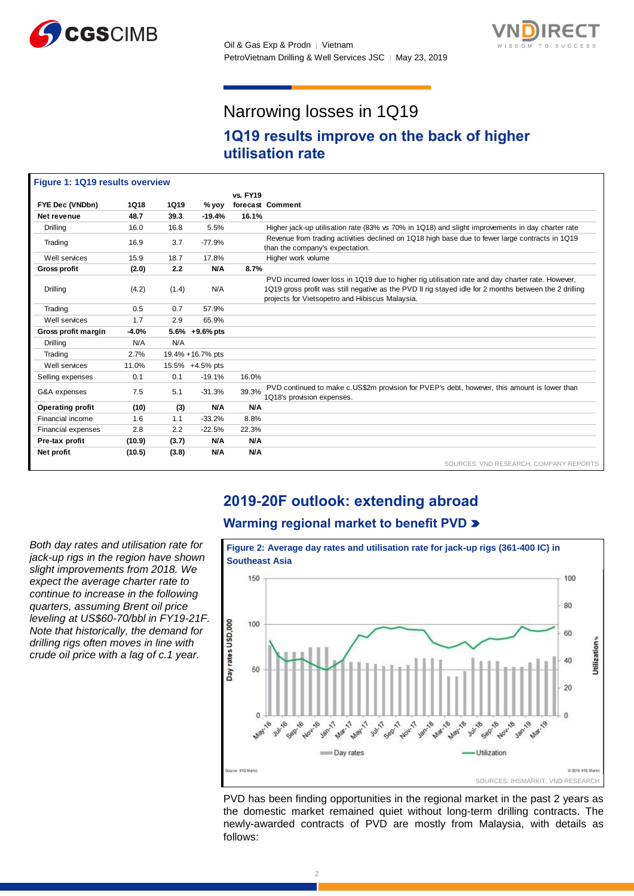# Narrowing losses in 1Q19

## 1Q19 results improve on the back of higher utilisation rate

**Figure 1: 1Q19 results overview**

| FYE Dec (VNDbn) | 1Q18 | 1Q19 | % yoy | vs. FY19 forecast | Comment |
|---|---|---|---|---|---|
| **Net revenue** | **48.7** | **39.3** | **-19.4%** | **16.1%** | |
| Drilling | 16.0 | 16.8 | 5.5% | | Higher jack-up utilisation rate (83% vs 70% in 1Q18) and slight improvements in day charter rate |
| Trading | 16.9 | 3.7 | -77.9% | | Revenue from trading activities declined on 1Q18 high base due to fewer large contracts in 1Q19 than the company's expectation. |
| Well services | 15.9 | 18.7 | 17.8% | | Higher work volume |
| **Gross profit** | **(2.0)** | **2.2** | **N/A** | **8.7%** | |
| Drilling | (4.2) | (1.4) | N/A | | PVD incurred lower loss in 1Q19 due to higher rig utilisation rate and day charter rate. However, 1Q19 gross profit was still negative as the PVD II rig stayed idle for 2 months between the 2 drilling projects for Vietsopetro and Hibiscus Malaysia. |
| Trading | 0.5 | 0.7 | 57.9% | | |
| Well services | 1.7 | 2.9 | 65.9% | | |
| **Gross profit margin** | **-4.0%** | **5.6%** | **+9.6% pts** | | |
| Drilling | N/A | N/A | | | |
| Trading | 2.7% | 19.4% | +16.7% pts | | |
| Well services | 11.0% | 15.5% | +4.5% pts | | |
| Selling expenses | 0.1 | 0.1 | -19.1% | 16.0% | |
| G&A expenses | 7.5 | 5.1 | -31.3% | 39.3% | PVD continued to make c.US$2m provision for PVEP's debt, however, this amount is lower than 1Q18's provision expenses. |
| **Operating profit** | **(10)** | **(3)** | **N/A** | **N/A** | |
| Financial income | 1.6 | 1.1 | -33.2% | 8.8% | |
| Financial expenses | 2.8 | 2.2 | -22.5% | 22.3% | |
| **Pre-tax profit** | **(10.9)** | **(3.7)** | **N/A** | **N/A** | |
| **Net profit** | **(10.5)** | **(3.8)** | **N/A** | **N/A** | |

SOURCES: VND RESEARCH, COMPANY REPORTS

## 2019-20F outlook: extending abroad

### Warming regional market to benefit PVD

*Both day rates and utilisation rate for jack-up rigs in the region have shown slight improvements from 2018. We expect the average charter rate to continue to increase in the following quarters, assuming Brent oil price leveling at US$60-70/bbl in FY19-21F. Note that historically, the demand for drilling rigs often moves in line with crude oil price with a lag of c.1 year.*

**Figure 2: Average day rates and utilisation rate for jack-up rigs (361-400 IC) in Southeast Asia**

SOURCES: IHSMARKIT, VND RESEARCH

PVD has been finding opportunities in the regional market in the past 2 years as the domestic market remained quiet without long-term drilling contracts. The newly-awarded contracts of PVD are mostly from Malaysia, with details as follows: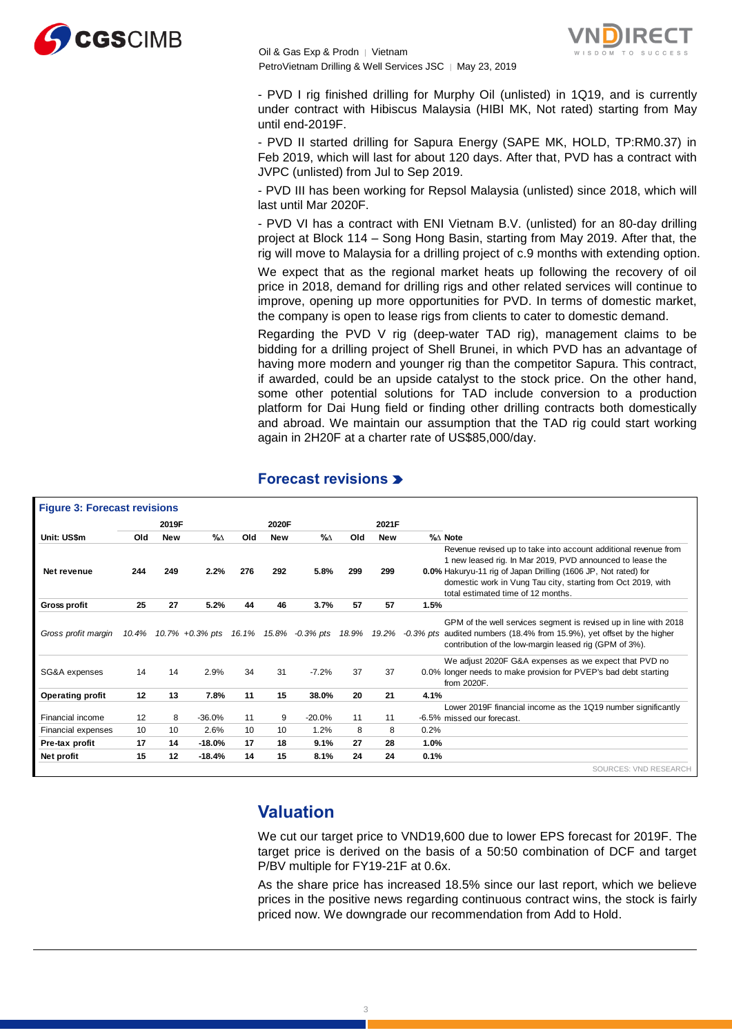- PVD I rig finished drilling for Murphy Oil (unlisted) in 1Q19, and is currently under contract with Hibiscus Malaysia (HIBI MK, Not rated) starting from May until end-2019F.

- PVD II started drilling for Sapura Energy (SAPE MK, HOLD, TP:RM0.37) in Feb 2019, which will last for about 120 days. After that, PVD has a contract with JVPC (unlisted) from Jul to Sep 2019.

- PVD III has been working for Repsol Malaysia (unlisted) since 2018, which will last until Mar 2020F.

- PVD VI has a contract with ENI Vietnam B.V. (unlisted) for an 80-day drilling project at Block 114 – Song Hong Basin, starting from May 2019. After that, the rig will move to Malaysia for a drilling project of c.9 months with extending option.

We expect that as the regional market heats up following the recovery of oil price in 2018, demand for drilling rigs and other related services will continue to improve, opening up more opportunities for PVD. In terms of domestic market, the company is open to lease rigs from clients to cater to domestic demand.

Regarding the PVD V rig (deep-water TAD rig), management claims to be bidding for a drilling project of Shell Brunei, in which PVD has an advantage of having more modern and younger rig than the competitor Sapura. This contract, if awarded, could be an upside catalyst to the stock price. On the other hand, some other potential solutions for TAD include conversion to a production platform for Dai Hung field or finding other drilling contracts both domestically and abroad. We maintain our assumption that the TAD rig could start working again in 2H20F at a charter rate of US$85,000/day.

## Forecast revisions

**Figure 3: Forecast revisions**

| | 2019F | | | 2020F | | | 2021F | | | |
|---|---|---|---|---|---|---|---|---|---|---|
| **Unit: US$m** | **Old** | **New** | **%∆** | **Old** | **New** | **%∆** | **Old** | **New** | **%∆** | **Note** |
| **Net revenue** | **244** | **249** | **2.2%** | **276** | **292** | **5.8%** | **299** | **299** | **0.0%** | Revenue revised up to take into account additional revenue from 1 new leased rig. In Mar 2019, PVD announced to lease the Hakuryu-11 rig of Japan Drilling (1606 JP, Not rated) for domestic work in Vung Tau city, starting from Oct 2019, with total estimated time of 12 months. |
| **Gross profit** | **25** | **27** | **5.2%** | **44** | **46** | **3.7%** | **57** | **57** | **1.5%** | |
| *Gross profit margin* | *10.4%* | *10.7%* | *+0.3% pts* | *16.1%* | *15.8%* | *-0.3% pts* | *18.9%* | *19.2%* | *-0.3% pts* | GPM of the well services segment is revised up in line with 2018 audited numbers (18.4% from 15.9%), yet offset by the higher contribution of the low-margin leased rig (GPM of 3%). |
| SG&A expenses | 14 | 14 | 2.9% | 34 | 31 | -7.2% | 37 | 37 | 0.0% | We adjust 2020F G&A expenses as we expect that PVD no longer needs to make provision for PVEP's bad debt starting from 2020F. |
| **Operating profit** | **12** | **13** | **7.8%** | **11** | **15** | **38.0%** | **20** | **21** | **4.1%** | |
| Financial income | 12 | 8 | -36.0% | 11 | 9 | -20.0% | 11 | 11 | -6.5% | Lower 2019F financial income as the 1Q19 number significantly missed our forecast. |
| Financial expenses | 10 | 10 | 2.6% | 10 | 10 | 1.2% | 8 | 8 | 0.2% | |
| **Pre-tax profit** | **17** | **14** | **-18.0%** | **17** | **18** | **9.1%** | **27** | **28** | **1.0%** | |
| **Net profit** | **15** | **12** | **-18.4%** | **14** | **15** | **8.1%** | **24** | **24** | **0.1%** | |

SOURCES: VND RESEARCH

## Valuation

We cut our target price to VND19,600 due to lower EPS forecast for 2019F. The target price is derived on the basis of a 50:50 combination of DCF and target P/BV multiple for FY19-21F at 0.6x.

As the share price has increased 18.5% since our last report, which we believe prices in the positive news regarding continuous contract wins, the stock is fairly priced now. We downgrade our recommendation from Add to Hold.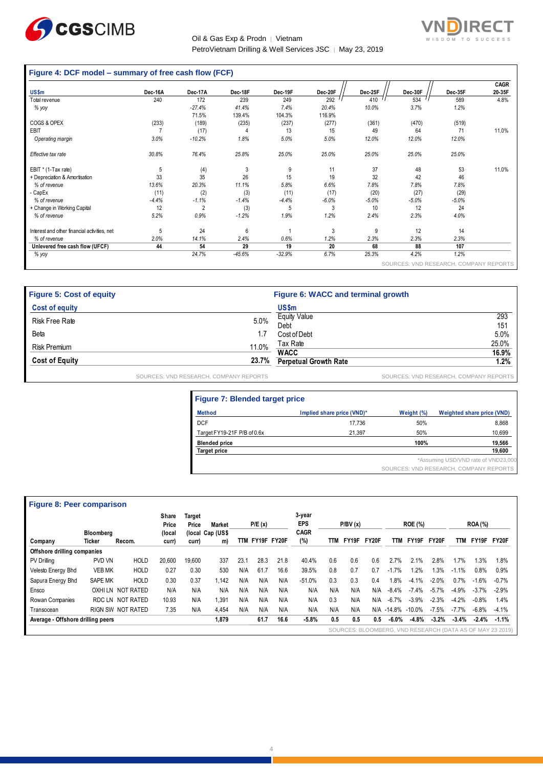## Figure 4: DCF model – summary of free cash flow (FCF)

| US$m | Dec-16A | Dec-17A | Dec-18F | Dec-19F | Dec-20F | Dec-25F | Dec-30F | Dec-35F | CAGR 20-35F |
|---|---|---|---|---|---|---|---|---|---|
| Total revenue | 240 | 172 | 239 | 249 | 292 | 410 | 534 | 589 | 4.8% |
| *% yoy* | | *-27.4%* | *41.4%* | *7.4%* | *20.4%* | *10.0%* | *3.7%* | *1.2%* | |
| | | 71.5% | 139.4% | 104.3% | 116.9% | | | | |
| COGS & OPEX | (233) | (189) | (235) | (237) | (277) | (361) | (470) | (519) | |
| EBIT | 7 | (17) | 4 | 13 | 15 | 49 | 64 | 71 | 11.0% |
| *Operating margin* | *3.0%* | *-10.2%* | *1.8%* | *5.0%* | *5.0%* | *12.0%* | *12.0%* | *12.0%* | |
| *Effective tax rate* | *30.8%* | *76.4%* | *25.8%* | *25.0%* | *25.0%* | *25.0%* | *25.0%* | *25.0%* | |
| EBIT * (1-Tax rate) | 5 | (4) | 3 | 9 | 11 | 37 | 48 | 53 | 11.0% |
| + Depreciation & Amortisation | 33 | 35 | 26 | 15 | 19 | 32 | 42 | 46 | |
| *% of revenue* | *13.6%* | *20.3%* | *11.1%* | *5.8%* | *6.6%* | *7.8%* | *7.8%* | *7.8%* | |
| - CapEx | (11) | (2) | (3) | (11) | (17) | (20) | (27) | (29) | |
| *% of revenue* | *-4.4%* | *-1.1%* | *-1.4%* | *-4.4%* | *-6.0%* | *-5.0%* | *-5.0%* | *-5.0%* | |
| + Change in Working Capital | 12 | 2 | (3) | 5 | 3 | 10 | 12 | 24 | |
| *% of revenue* | *5.2%* | *0.9%* | *-1.2%* | *1.9%* | *1.2%* | *2.4%* | *2.3%* | *4.0%* | |
| Interest and other financial activities, net | 5 | 24 | 6 | 1 | 3 | 9 | 12 | 14 | |
| *% of revenue* | *2.0%* | *14.1%* | *2.4%* | *0.6%* | *1.2%* | *2.3%* | *2.3%* | *2.3%* | |
| **Unlevered free cash flow (UFCF)** | **44** | **54** | **29** | **19** | **20** | **68** | **88** | **107** | |
| *% yoy* | | *24.7%* | *-45.6%* | *-32.9%* | *6.7%* | *25.3%* | *4.2%* | *1.2%* | |

SOURCES: VND RESEARCH, COMPANY REPORTS

## Figure 5: Cost of equity

| Cost of equity | |
|---|---|
| Risk Free Rate | 5.0% |
| Beta | 1.7 |
| Risk Premium | 11.0% |
| **Cost of Equity** | **23.7%** |

SOURCES: VND RESEARCH, COMPANY REPORTS

## Figure 6: WACC and terminal growth

| US$m | |
|---|---|
| Equity Value | 293 |
| Debt | 151 |
| Cost of Debt | 5.0% |
| Tax Rate | 25.0% |
| **WACC** | **16.9%** |
| **Perpetual Growth Rate** | **1.2%** |

SOURCES: VND RESEARCH, COMPANY REPORTS

## Figure 7: Blended target price

| Method | Implied share price (VND)* | Weight (%) | Weighted share price (VND) |
|---|---|---|---|
| DCF | 17,736 | 50% | 8,868 |
| Target FY19-21F P/B of 0.6x | 21,397 | 50% | 10,699 |
| **Blended price** | | **100%** | **19,566** |
| **Target price** | | | **19,600** |

*Assuming USD/VND rate of VND23,000

SOURCES: VND RESEARCH, COMPANY REPORTS

## Figure 8: Peer comparison

| Company | Bloomberg Ticker | Recom. | Share Price (local curr) | Target Price (local curr) | Market Cap (US$ m) | P/E (x) TTM | P/E (x) FY19F | P/E (x) FY20F | 3-year EPS CAGR (%) | P/BV (x) TTM | P/BV (x) FY19F | P/BV (x) FY20F | ROE (%) TTM | ROE (%) FY19F | ROE (%) FY20F | ROA (%) TTM | ROA (%) FY19F | ROA (%) FY20F |
|---|---|---|---|---|---|---|---|---|---|---|---|---|---|---|---|---|---|---|
| **Offshore drilling companies** | | | | | | | | | | | | | | | | | | |
| PV Drilling | PVD VN | HOLD | 20,600 | 19,600 | 337 | 23.1 | 28.3 | 21.8 | 40.4% | 0.6 | 0.6 | 0.6 | 2.7% | 2.1% | 2.8% | 1.7% | 1.3% | 1.8% |
| Velesto Energy Bhd | VEB MK | HOLD | 0.27 | 0.30 | 530 | N/A | 61.7 | 16.6 | 39.5% | 0.8 | 0.7 | 0.7 | -1.7% | 1.2% | 1.3% | -1.1% | 0.8% | 0.9% |
| Sapura Energy Bhd | SAPE MK | HOLD | 0.30 | 0.37 | 1,142 | N/A | N/A | N/A | -51.0% | 0.3 | 0.3 | 0.4 | 1.8% | -4.1% | -2.0% | 0.7% | -1.6% | -0.7% |
| Ensco | OXHI LN | NOT RATED | N/A | N/A | N/A | N/A | N/A | N/A | N/A | N/A | N/A | N/A | -8.4% | -7.4% | -5.7% | -4.9% | -3.7% | -2.9% |
| Rowan Companies | RDC LN | NOT RATED | 10.93 | N/A | 1,391 | N/A | N/A | N/A | N/A | 0.3 | N/A | N/A | -6.7% | -3.9% | -2.3% | -4.2% | -0.8% | 1.4% |
| Transocean | RIGN SW | NOT RATED | 7.35 | N/A | 4,454 | N/A | N/A | N/A | N/A | N/A | N/A | N/A | -14.8% | -10.0% | -7.5% | -7.7% | -6.8% | -4.1% |
| **Average - Offshore drilling peers** | | | | | **1,879** | | **61.7** | **16.6** | **-5.8%** | **0.5** | **0.5** | **0.5** | **-6.0%** | **-4.8%** | **-3.2%** | **-3.4%** | **-2.4%** | **-1.1%** |

SOURCES: BLOOMBERG, VND RESEARCH (DATA AS OF MAY 23 2019)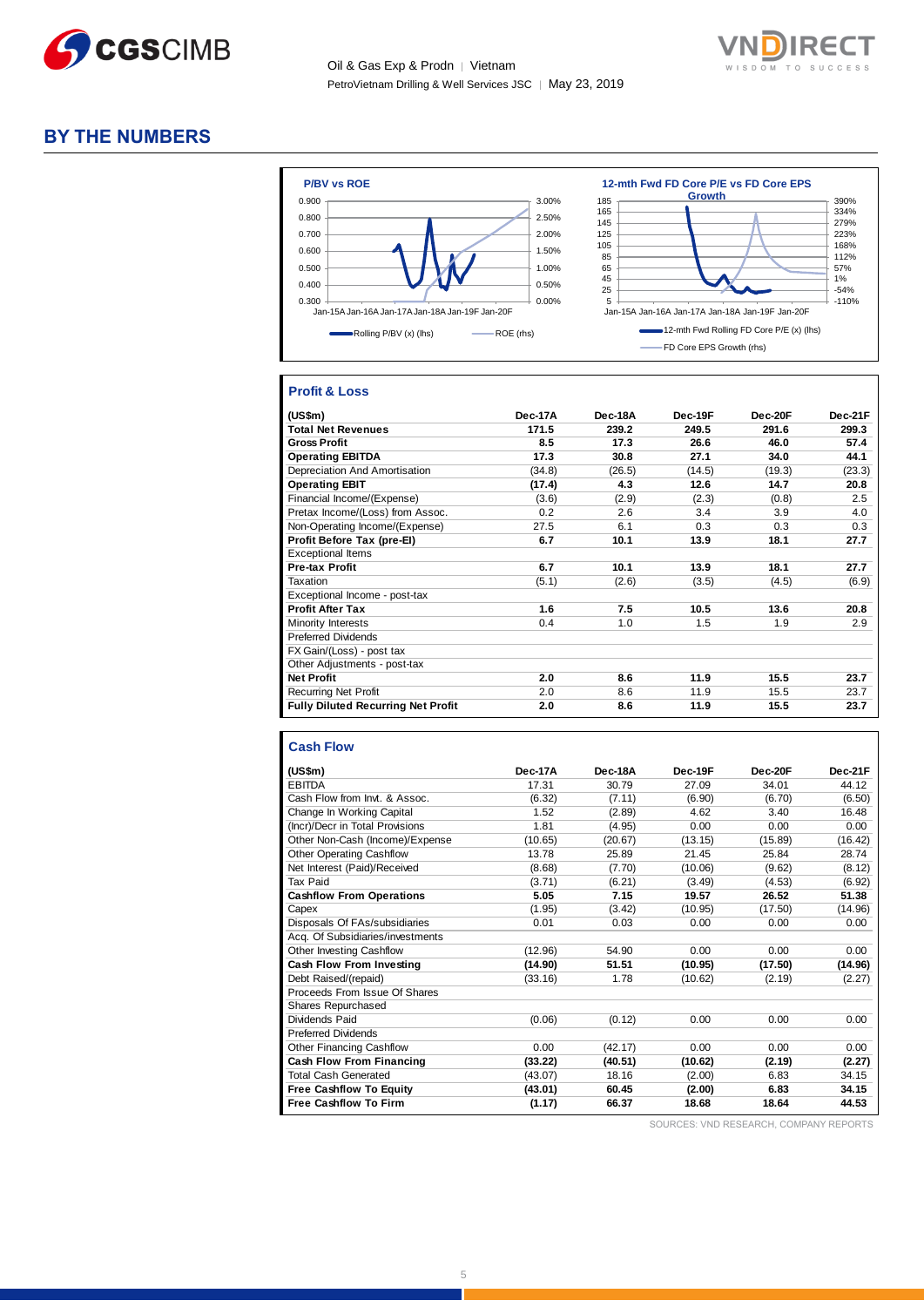# BY THE NUMBERS

**P/BV vs ROE**

Rolling P/BV (x) (lhs) — ROE (rhs)

**12-mth Fwd FD Core P/E vs FD Core EPS Growth**

12-mth Fwd Rolling FD Core P/E (x) (lhs) — FD Core EPS Growth (rhs)

## Profit & Loss

| (US$m) | Dec-17A | Dec-18A | Dec-19F | Dec-20F | Dec-21F |
|---|---|---|---|---|---|
| **Total Net Revenues** | **171.5** | **239.2** | **249.5** | **291.6** | **299.3** |
| **Gross Profit** | **8.5** | **17.3** | **26.6** | **46.0** | **57.4** |
| **Operating EBITDA** | **17.3** | **30.8** | **27.1** | **34.0** | **44.1** |
| Depreciation And Amortisation | (34.8) | (26.5) | (14.5) | (19.3) | (23.3) |
| **Operating EBIT** | **(17.4)** | **4.3** | **12.6** | **14.7** | **20.8** |
| Financial Income/(Expense) | (3.6) | (2.9) | (2.3) | (0.8) | 2.5 |
| Pretax Income/(Loss) from Assoc. | 0.2 | 2.6 | 3.4 | 3.9 | 4.0 |
| Non-Operating Income/(Expense) | 27.5 | 6.1 | 0.3 | 0.3 | 0.3 |
| **Profit Before Tax (pre-EI)** | **6.7** | **10.1** | **13.9** | **18.1** | **27.7** |
| Exceptional Items | | | | | |
| **Pre-tax Profit** | **6.7** | **10.1** | **13.9** | **18.1** | **27.7** |
| Taxation | (5.1) | (2.6) | (3.5) | (4.5) | (6.9) |
| Exceptional Income - post-tax | | | | | |
| **Profit After Tax** | **1.6** | **7.5** | **10.5** | **13.6** | **20.8** |
| Minority Interests | 0.4 | 1.0 | 1.5 | 1.9 | 2.9 |
| Preferred Dividends | | | | | |
| FX Gain/(Loss) - post tax | | | | | |
| Other Adjustments - post-tax | | | | | |
| **Net Profit** | **2.0** | **8.6** | **11.9** | **15.5** | **23.7** |
| Recurring Net Profit | 2.0 | 8.6 | 11.9 | 15.5 | 23.7 |
| **Fully Diluted Recurring Net Profit** | **2.0** | **8.6** | **11.9** | **15.5** | **23.7** |

## Cash Flow

| (US$m) | Dec-17A | Dec-18A | Dec-19F | Dec-20F | Dec-21F |
|---|---|---|---|---|---|
| EBITDA | 17.31 | 30.79 | 27.09 | 34.01 | 44.12 |
| Cash Flow from Invt. & Assoc. | (6.32) | (7.11) | (6.90) | (6.70) | (6.50) |
| Change In Working Capital | 1.52 | (2.89) | 4.62 | 3.40 | 16.48 |
| (Incr)/Decr in Total Provisions | 1.81 | (4.95) | 0.00 | 0.00 | 0.00 |
| Other Non-Cash (Income)/Expense | (10.65) | (20.67) | (13.15) | (15.89) | (16.42) |
| Other Operating Cashflow | 13.78 | 25.89 | 21.45 | 25.84 | 28.74 |
| Net Interest (Paid)/Received | (8.68) | (7.70) | (10.06) | (9.62) | (8.12) |
| Tax Paid | (3.71) | (6.21) | (3.49) | (4.53) | (6.92) |
| **Cashflow From Operations** | **5.05** | **7.15** | **19.57** | **26.52** | **51.38** |
| Capex | (1.95) | (3.42) | (10.95) | (17.50) | (14.96) |
| Disposals Of FAs/subsidiaries | 0.01 | 0.03 | 0.00 | 0.00 | 0.00 |
| Acq. Of Subsidiaries/investments | | | | | |
| Other Investing Cashflow | (12.96) | 54.90 | 0.00 | 0.00 | 0.00 |
| **Cash Flow From Investing** | **(14.90)** | **51.51** | **(10.95)** | **(17.50)** | **(14.96)** |
| Debt Raised/(repaid) | (33.16) | 1.78 | (10.62) | (2.19) | (2.27) |
| Proceeds From Issue Of Shares | | | | | |
| Shares Repurchased | | | | | |
| Dividends Paid | (0.06) | (0.12) | 0.00 | 0.00 | 0.00 |
| Preferred Dividends | | | | | |
| Other Financing Cashflow | 0.00 | (42.17) | 0.00 | 0.00 | 0.00 |
| **Cash Flow From Financing** | **(33.22)** | **(40.51)** | **(10.62)** | **(2.19)** | **(2.27)** |
| Total Cash Generated | (43.07) | 18.16 | (2.00) | 6.83 | 34.15 |
| **Free Cashflow To Equity** | **(43.01)** | **60.45** | **(2.00)** | **6.83** | **34.15** |
| **Free Cashflow To Firm** | **(1.17)** | **66.37** | **18.68** | **18.64** | **44.53** |

SOURCES: VND RESEARCH, COMPANY REPORTS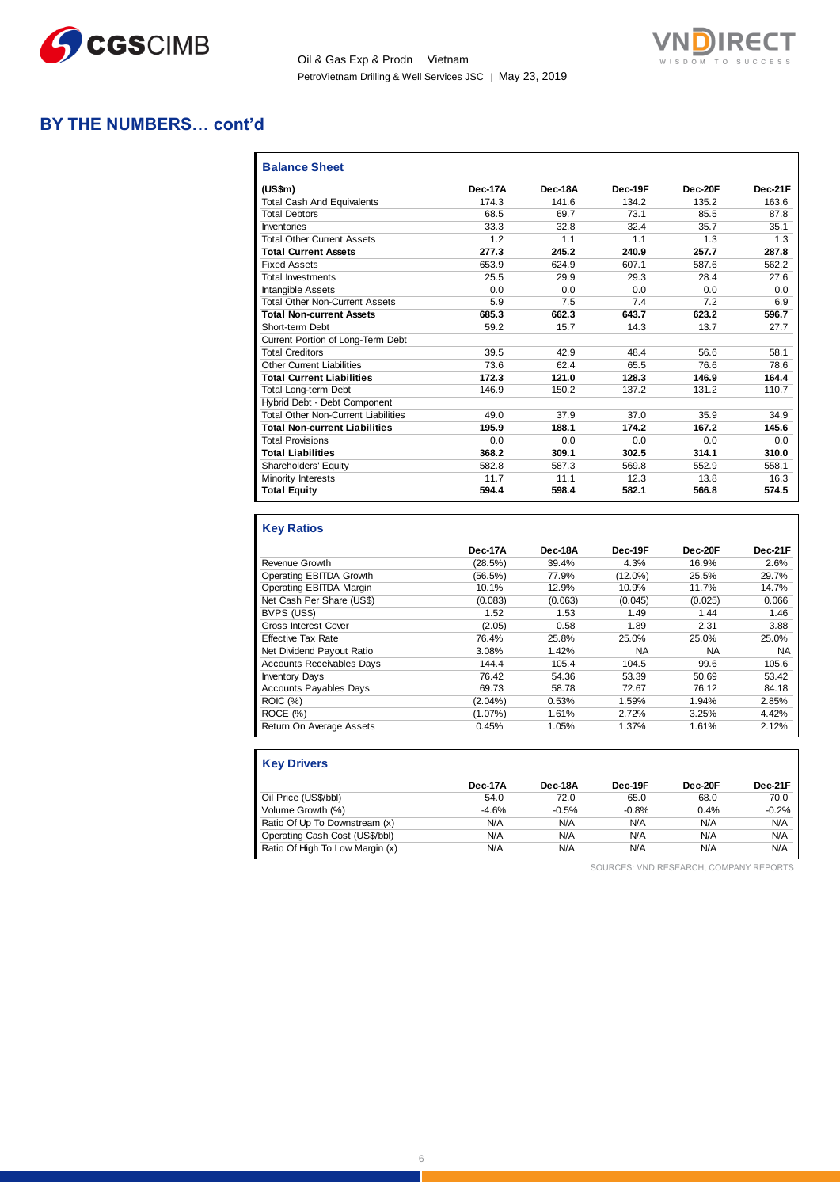## BY THE NUMBERS… cont'd

### Balance Sheet

| (US$m) | Dec-17A | Dec-18A | Dec-19F | Dec-20F | Dec-21F |
|---|---|---|---|---|---|
| Total Cash And Equivalents | 174.3 | 141.6 | 134.2 | 135.2 | 163.6 |
| Total Debtors | 68.5 | 69.7 | 73.1 | 85.5 | 87.8 |
| Inventories | 33.3 | 32.8 | 32.4 | 35.7 | 35.1 |
| Total Other Current Assets | 1.2 | 1.1 | 1.1 | 1.3 | 1.3 |
| **Total Current Assets** | **277.3** | **245.2** | **240.9** | **257.7** | **287.8** |
| Fixed Assets | 653.9 | 624.9 | 607.1 | 587.6 | 562.2 |
| Total Investments | 25.5 | 29.9 | 29.3 | 28.4 | 27.6 |
| Intangible Assets | 0.0 | 0.0 | 0.0 | 0.0 | 0.0 |
| Total Other Non-Current Assets | 5.9 | 7.5 | 7.4 | 7.2 | 6.9 |
| **Total Non-current Assets** | **685.3** | **662.3** | **643.7** | **623.2** | **596.7** |
| Short-term Debt | 59.2 | 15.7 | 14.3 | 13.7 | 27.7 |
| Current Portion of Long-Term Debt | | | | | |
| Total Creditors | 39.5 | 42.9 | 48.4 | 56.6 | 58.1 |
| Other Current Liabilities | 73.6 | 62.4 | 65.5 | 76.6 | 78.6 |
| **Total Current Liabilities** | **172.3** | **121.0** | **128.3** | **146.9** | **164.4** |
| Total Long-term Debt | 146.9 | 150.2 | 137.2 | 131.2 | 110.7 |
| Hybrid Debt - Debt Component | | | | | |
| Total Other Non-Current Liabilities | 49.0 | 37.9 | 37.0 | 35.9 | 34.9 |
| **Total Non-current Liabilities** | **195.9** | **188.1** | **174.2** | **167.2** | **145.6** |
| Total Provisions | 0.0 | 0.0 | 0.0 | 0.0 | 0.0 |
| **Total Liabilities** | **368.2** | **309.1** | **302.5** | **314.1** | **310.0** |
| Shareholders' Equity | 582.8 | 587.3 | 569.8 | 552.9 | 558.1 |
| Minority Interests | 11.7 | 11.1 | 12.3 | 13.8 | 16.3 |
| **Total Equity** | **594.4** | **598.4** | **582.1** | **566.8** | **574.5** |

### Key Ratios

| | Dec-17A | Dec-18A | Dec-19F | Dec-20F | Dec-21F |
|---|---|---|---|---|---|
| Revenue Growth | (28.5%) | 39.4% | 4.3% | 16.9% | 2.6% |
| Operating EBITDA Growth | (56.5%) | 77.9% | (12.0%) | 25.5% | 29.7% |
| Operating EBITDA Margin | 10.1% | 12.9% | 10.9% | 11.7% | 14.7% |
| Net Cash Per Share (US$) | (0.083) | (0.063) | (0.045) | (0.025) | 0.066 |
| BVPS (US$) | 1.52 | 1.53 | 1.49 | 1.44 | 1.46 |
| Gross Interest Cover | (2.05) | 0.58 | 1.89 | 2.31 | 3.88 |
| Effective Tax Rate | 76.4% | 25.8% | 25.0% | 25.0% | 25.0% |
| Net Dividend Payout Ratio | 3.08% | 1.42% | NA | NA | NA |
| Accounts Receivables Days | 144.4 | 105.4 | 104.5 | 99.6 | 105.6 |
| Inventory Days | 76.42 | 54.36 | 53.39 | 50.69 | 53.42 |
| Accounts Payables Days | 69.73 | 58.78 | 72.67 | 76.12 | 84.18 |
| ROIC (%) | (2.04%) | 0.53% | 1.59% | 1.94% | 2.85% |
| ROCE (%) | (1.07%) | 1.61% | 2.72% | 3.25% | 4.42% |
| Return On Average Assets | 0.45% | 1.05% | 1.37% | 1.61% | 2.12% |

### Key Drivers

| | Dec-17A | Dec-18A | Dec-19F | Dec-20F | Dec-21F |
|---|---|---|---|---|---|
| Oil Price (US$/bbl) | 54.0 | 72.0 | 65.0 | 68.0 | 70.0 |
| Volume Growth (%) | -4.6% | -0.5% | -0.8% | 0.4% | -0.2% |
| Ratio Of Up To Downstream (x) | N/A | N/A | N/A | N/A | N/A |
| Operating Cash Cost (US$/bbl) | N/A | N/A | N/A | N/A | N/A |
| Ratio Of High To Low Margin (x) | N/A | N/A | N/A | N/A | N/A |

SOURCES: VND RESEARCH, COMPANY REPORTS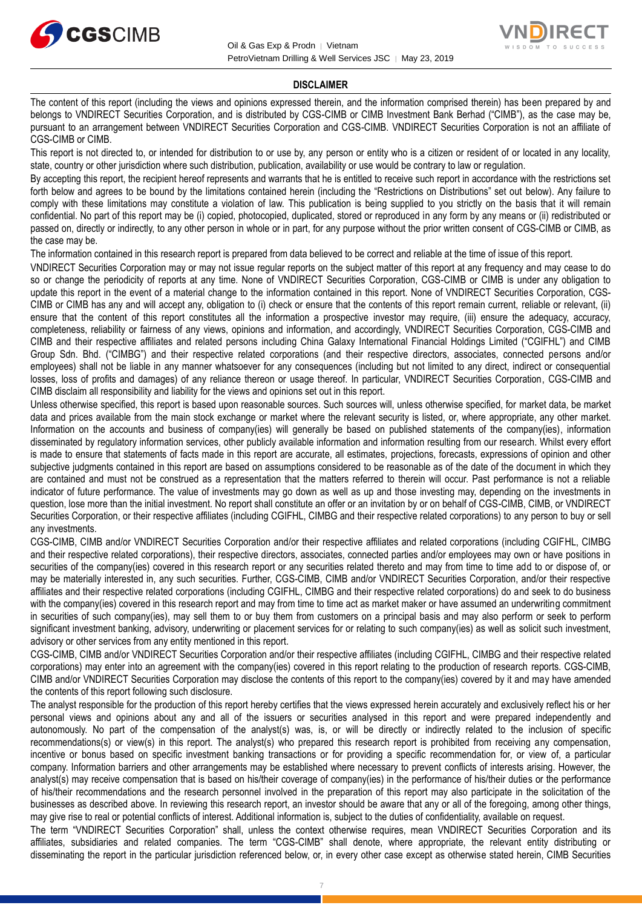## DISCLAIMER

The content of this report (including the views and opinions expressed therein, and the information comprised therein) has been prepared by and belongs to VNDIRECT Securities Corporation, and is distributed by CGS-CIMB or CIMB Investment Bank Berhad ("CIMB"), as the case may be, pursuant to an arrangement between VNDIRECT Securities Corporation and CGS-CIMB. VNDIRECT Securities Corporation is not an affiliate of CGS-CIMB or CIMB.

This report is not directed to, or intended for distribution to or use by, any person or entity who is a citizen or resident of or located in any locality, state, country or other jurisdiction where such distribution, publication, availability or use would be contrary to law or regulation.

By accepting this report, the recipient hereof represents and warrants that he is entitled to receive such report in accordance with the restrictions set forth below and agrees to be bound by the limitations contained herein (including the "Restrictions on Distributions" set out below). Any failure to comply with these limitations may constitute a violation of law. This publication is being supplied to you strictly on the basis that it will remain confidential. No part of this report may be (i) copied, photocopied, duplicated, stored or reproduced in any form by any means or (ii) redistributed or passed on, directly or indirectly, to any other person in whole or in part, for any purpose without the prior written consent of CGS-CIMB or CIMB, as the case may be.

The information contained in this research report is prepared from data believed to be correct and reliable at the time of issue of this report.

VNDIRECT Securities Corporation may or may not issue regular reports on the subject matter of this report at any frequency and may cease to do so or change the periodicity of reports at any time. None of VNDIRECT Securities Corporation, CGS-CIMB or CIMB is under any obligation to update this report in the event of a material change to the information contained in this report. None of VNDIRECT Securities Corporation, CGS-CIMB or CIMB has any and will accept any, obligation to (i) check or ensure that the contents of this report remain current, reliable or relevant, (ii) ensure that the content of this report constitutes all the information a prospective investor may require, (iii) ensure the adequacy, accuracy, completeness, reliability or fairness of any views, opinions and information, and accordingly, VNDIRECT Securities Corporation, CGS-CIMB and CIMB and their respective affiliates and related persons including China Galaxy International Financial Holdings Limited ("CGIFHL") and CIMB Group Sdn. Bhd. ("CIMBG") and their respective related corporations (and their respective directors, associates, connected persons and/or employees) shall not be liable in any manner whatsoever for any consequences (including but not limited to any direct, indirect or consequential losses, loss of profits and damages) of any reliance thereon or usage thereof. In particular, VNDIRECT Securities Corporation, CGS-CIMB and CIMB disclaim all responsibility and liability for the views and opinions set out in this report.

Unless otherwise specified, this report is based upon reasonable sources. Such sources will, unless otherwise specified, for market data, be market data and prices available from the main stock exchange or market where the relevant security is listed, or, where appropriate, any other market. Information on the accounts and business of company(ies) will generally be based on published statements of the company(ies), information disseminated by regulatory information services, other publicly available information and information resulting from our research. Whilst every effort is made to ensure that statements of facts made in this report are accurate, all estimates, projections, forecasts, expressions of opinion and other subjective judgments contained in this report are based on assumptions considered to be reasonable as of the date of the document in which they are contained and must not be construed as a representation that the matters referred to therein will occur. Past performance is not a reliable indicator of future performance. The value of investments may go down as well as up and those investing may, depending on the investments in question, lose more than the initial investment. No report shall constitute an offer or an invitation by or on behalf of CGS-CIMB, CIMB, or VNDIRECT Securities Corporation, or their respective affiliates (including CGIFHL, CIMBG and their respective related corporations) to any person to buy or sell any investments.

CGS-CIMB, CIMB and/or VNDIRECT Securities Corporation and/or their respective affiliates and related corporations (including CGIFHL, CIMBG and their respective related corporations), their respective directors, associates, connected parties and/or employees may own or have positions in securities of the company(ies) covered in this research report or any securities related thereto and may from time to time add to or dispose of, or may be materially interested in, any such securities. Further, CGS-CIMB, CIMB and/or VNDIRECT Securities Corporation, and/or their respective affiliates and their respective related corporations (including CGIFHL, CIMBG and their respective related corporations) do and seek to do business with the company(ies) covered in this research report and may from time to time act as market maker or have assumed an underwriting commitment in securities of such company(ies), may sell them to or buy them from customers on a principal basis and may also perform or seek to perform significant investment banking, advisory, underwriting or placement services for or relating to such company(ies) as well as solicit such investment, advisory or other services from any entity mentioned in this report.

CGS-CIMB, CIMB and/or VNDIRECT Securities Corporation and/or their respective affiliates (including CGIFHL, CIMBG and their respective related corporations) may enter into an agreement with the company(ies) covered in this report relating to the production of research reports. CGS-CIMB, CIMB and/or VNDIRECT Securities Corporation may disclose the contents of this report to the company(ies) covered by it and may have amended the contents of this report following such disclosure.

The analyst responsible for the production of this report hereby certifies that the views expressed herein accurately and exclusively reflect his or her personal views and opinions about any and all of the issuers or securities analysed in this report and were prepared independently and autonomously. No part of the compensation of the analyst(s) was, is, or will be directly or indirectly related to the inclusion of specific recommendations(s) or view(s) in this report. The analyst(s) who prepared this research report is prohibited from receiving any compensation, incentive or bonus based on specific investment banking transactions or for providing a specific recommendation for, or view of, a particular company. Information barriers and other arrangements may be established where necessary to prevent conflicts of interests arising. However, the analyst(s) may receive compensation that is based on his/their coverage of company(ies) in the performance of his/their duties or the performance of his/their recommendations and the research personnel involved in the preparation of this report may also participate in the solicitation of the businesses as described above. In reviewing this research report, an investor should be aware that any or all of the foregoing, among other things, may give rise to real or potential conflicts of interest. Additional information is, subject to the duties of confidentiality, available on request.

The term "VNDIRECT Securities Corporation" shall, unless the context otherwise requires, mean VNDIRECT Securities Corporation and its affiliates, subsidiaries and related companies. The term "CGS-CIMB" shall denote, where appropriate, the relevant entity distributing or disseminating the report in the particular jurisdiction referenced below, or, in every other case except as otherwise stated herein, CIMB Securities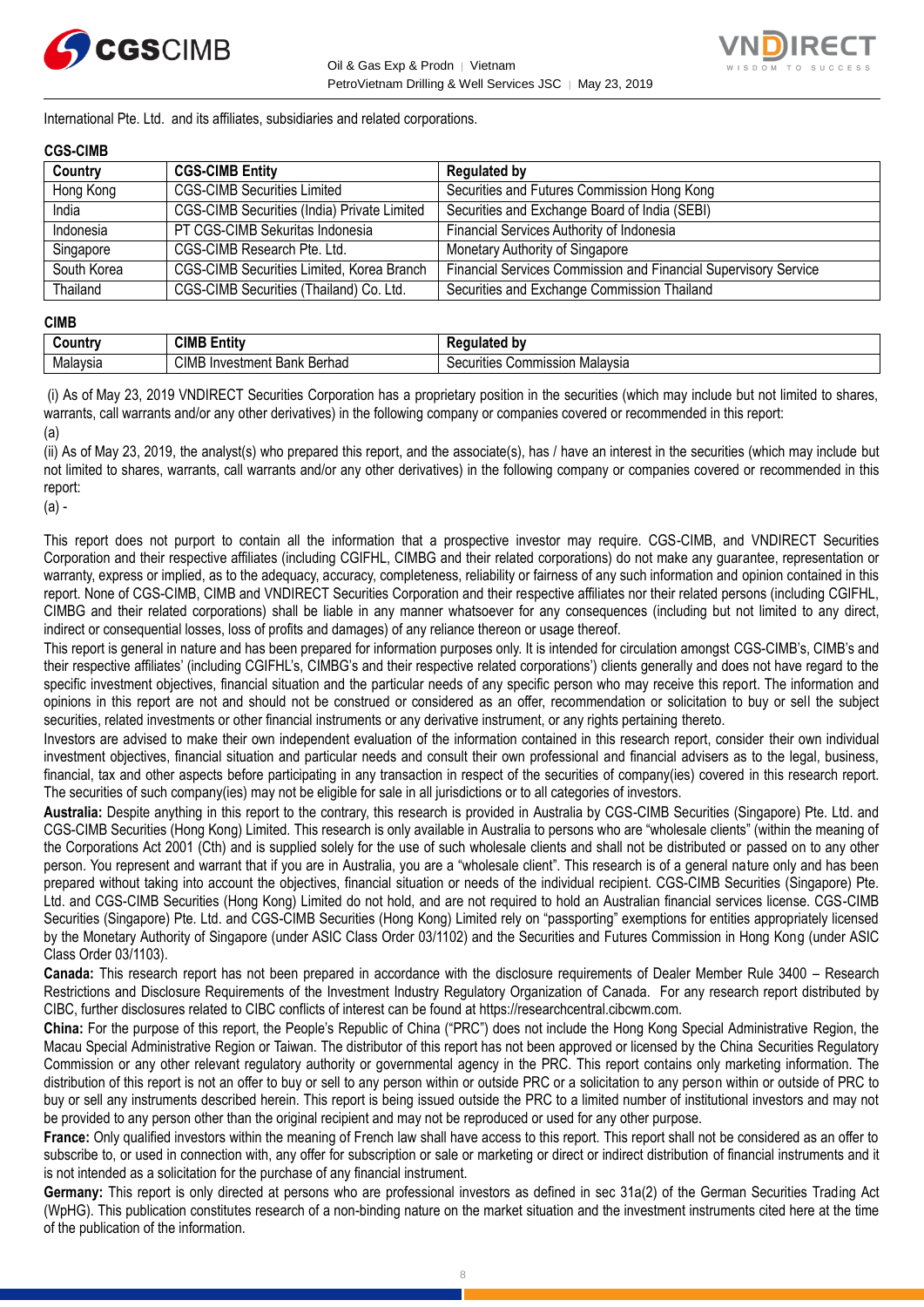International Pte. Ltd. and its affiliates, subsidiaries and related corporations.

**CGS-CIMB**

| Country | CGS-CIMB Entity | Regulated by |
|---|---|---|
| Hong Kong | CGS-CIMB Securities Limited | Securities and Futures Commission Hong Kong |
| India | CGS-CIMB Securities (India) Private Limited | Securities and Exchange Board of India (SEBI) |
| Indonesia | PT CGS-CIMB Sekuritas Indonesia | Financial Services Authority of Indonesia |
| Singapore | CGS-CIMB Research Pte. Ltd. | Monetary Authority of Singapore |
| South Korea | CGS-CIMB Securities Limited, Korea Branch | Financial Services Commission and Financial Supervisory Service |
| Thailand | CGS-CIMB Securities (Thailand) Co. Ltd. | Securities and Exchange Commission Thailand |

**CIMB**

| Country | CIMB Entity | Regulated by |
|---|---|---|
| Malaysia | CIMB Investment Bank Berhad | Securities Commission Malaysia |

(i) As of May 23, 2019 VNDIRECT Securities Corporation has a proprietary position in the securities (which may include but not limited to shares, warrants, call warrants and/or any other derivatives) in the following company or companies covered or recommended in this report:

(a)

(ii) As of May 23, 2019, the analyst(s) who prepared this report, and the associate(s), has / have an interest in the securities (which may include but not limited to shares, warrants, call warrants and/or any other derivatives) in the following company or companies covered or recommended in this report:

(a) -

This report does not purport to contain all the information that a prospective investor may require. CGS-CIMB, and VNDIRECT Securities Corporation and their respective affiliates (including CGIFHL, CIMBG and their related corporations) do not make any guarantee, representation or warranty, express or implied, as to the adequacy, accuracy, completeness, reliability or fairness of any such information and opinion contained in this report. None of CGS-CIMB, CIMB and VNDIRECT Securities Corporation and their respective affiliates nor their related persons (including CGIFHL, CIMBG and their related corporations) shall be liable in any manner whatsoever for any consequences (including but not limited to any direct, indirect or consequential losses, loss of profits and damages) of any reliance thereon or usage thereof.

This report is general in nature and has been prepared for information purposes only. It is intended for circulation amongst CGS-CIMB's, CIMB's and their respective affiliates' (including CGIFHL's, CIMBG's and their respective related corporations') clients generally and does not have regard to the specific investment objectives, financial situation and the particular needs of any specific person who may receive this report. The information and opinions in this report are not and should not be construed or considered as an offer, recommendation or solicitation to buy or sell the subject securities, related investments or other financial instruments or any derivative instrument, or any rights pertaining thereto.

Investors are advised to make their own independent evaluation of the information contained in this research report, consider their own individual investment objectives, financial situation and particular needs and consult their own professional and financial advisers as to the legal, business, financial, tax and other aspects before participating in any transaction in respect of the securities of company(ies) covered in this research report. The securities of such company(ies) may not be eligible for sale in all jurisdictions or to all categories of investors.

**Australia:** Despite anything in this report to the contrary, this research is provided in Australia by CGS-CIMB Securities (Singapore) Pte. Ltd. and CGS-CIMB Securities (Hong Kong) Limited. This research is only available in Australia to persons who are "wholesale clients" (within the meaning of the Corporations Act 2001 (Cth) and is supplied solely for the use of such wholesale clients and shall not be distributed or passed on to any other person. You represent and warrant that if you are in Australia, you are a "wholesale client". This research is of a general nature only and has been prepared without taking into account the objectives, financial situation or needs of the individual recipient. CGS-CIMB Securities (Singapore) Pte. Ltd. and CGS-CIMB Securities (Hong Kong) Limited do not hold, and are not required to hold an Australian financial services license. CGS-CIMB Securities (Singapore) Pte. Ltd. and CGS-CIMB Securities (Hong Kong) Limited rely on "passporting" exemptions for entities appropriately licensed by the Monetary Authority of Singapore (under ASIC Class Order 03/1102) and the Securities and Futures Commission in Hong Kong (under ASIC Class Order 03/1103).

**Canada:** This research report has not been prepared in accordance with the disclosure requirements of Dealer Member Rule 3400 – Research Restrictions and Disclosure Requirements of the Investment Industry Regulatory Organization of Canada. For any research report distributed by CIBC, further disclosures related to CIBC conflicts of interest can be found at https://researchcentral.cibcwm.com.

**China:** For the purpose of this report, the People's Republic of China ("PRC") does not include the Hong Kong Special Administrative Region, the Macau Special Administrative Region or Taiwan. The distributor of this report has not been approved or licensed by the China Securities Regulatory Commission or any other relevant regulatory authority or governmental agency in the PRC. This report contains only marketing information. The distribution of this report is not an offer to buy or sell to any person within or outside PRC or a solicitation to any person within or outside of PRC to buy or sell any instruments described herein. This report is being issued outside the PRC to a limited number of institutional investors and may not be provided to any person other than the original recipient and may not be reproduced or used for any other purpose.

**France:** Only qualified investors within the meaning of French law shall have access to this report. This report shall not be considered as an offer to subscribe to, or used in connection with, any offer for subscription or sale or marketing or direct or indirect distribution of financial instruments and it is not intended as a solicitation for the purchase of any financial instrument.

**Germany:** This report is only directed at persons who are professional investors as defined in sec 31a(2) of the German Securities Trading Act (WpHG). This publication constitutes research of a non-binding nature on the market situation and the investment instruments cited here at the time of the publication of the information.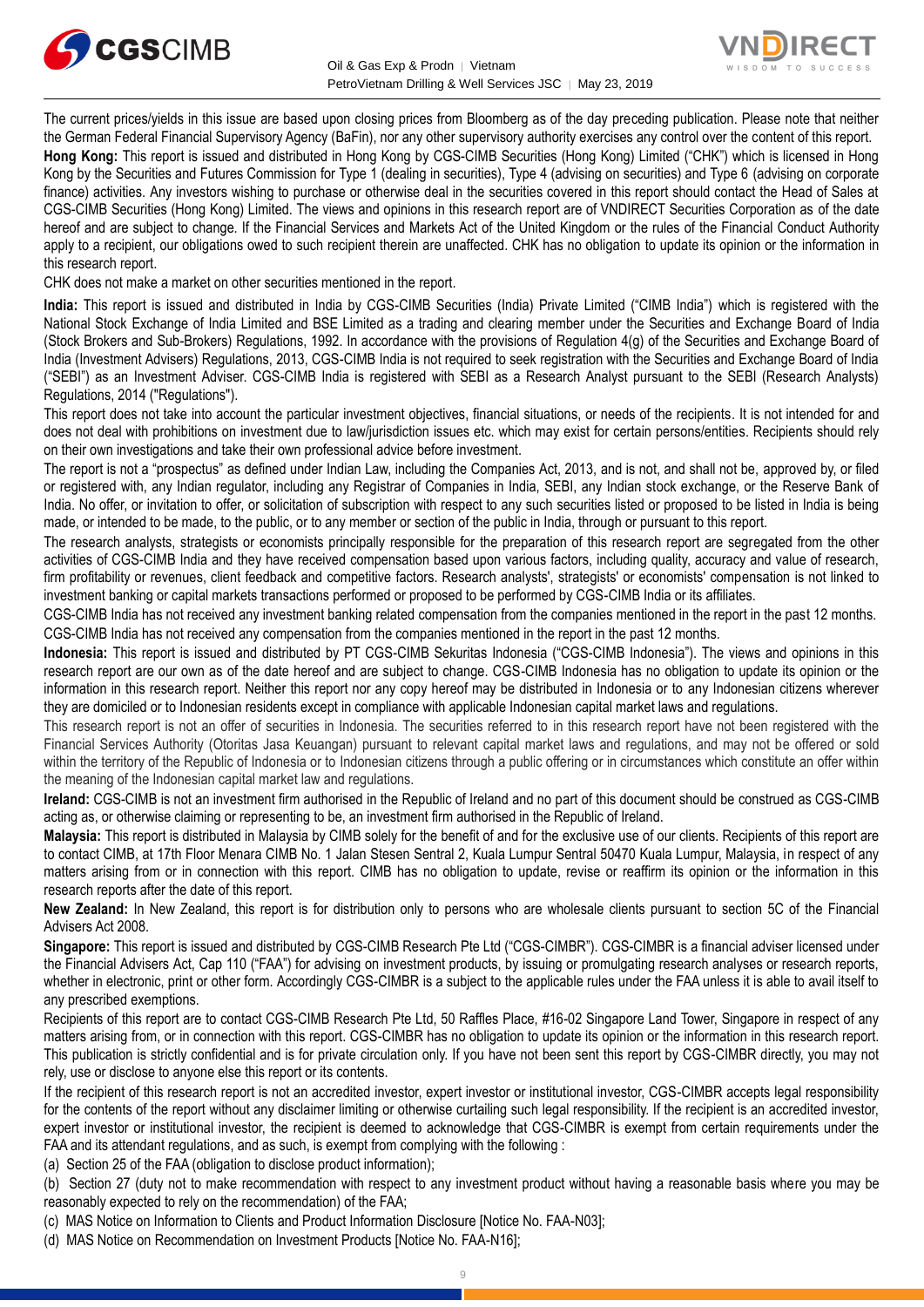The current prices/yields in this issue are based upon closing prices from Bloomberg as of the day preceding publication. Please note that neither the German Federal Financial Supervisory Agency (BaFin), nor any other supervisory authority exercises any control over the content of this report.

**Hong Kong:** This report is issued and distributed in Hong Kong by CGS-CIMB Securities (Hong Kong) Limited ("CHK") which is licensed in Hong Kong by the Securities and Futures Commission for Type 1 (dealing in securities), Type 4 (advising on securities) and Type 6 (advising on corporate finance) activities. Any investors wishing to purchase or otherwise deal in the securities covered in this report should contact the Head of Sales at CGS-CIMB Securities (Hong Kong) Limited. The views and opinions in this research report are of VNDIRECT Securities Corporation as of the date hereof and are subject to change. If the Financial Services and Markets Act of the United Kingdom or the rules of the Financial Conduct Authority apply to a recipient, our obligations owed to such recipient therein are unaffected. CHK has no obligation to update its opinion or the information in this research report.

CHK does not make a market on other securities mentioned in the report.

**India:** This report is issued and distributed in India by CGS-CIMB Securities (India) Private Limited ("CIMB India") which is registered with the National Stock Exchange of India Limited and BSE Limited as a trading and clearing member under the Securities and Exchange Board of India (Stock Brokers and Sub-Brokers) Regulations, 1992. In accordance with the provisions of Regulation 4(g) of the Securities and Exchange Board of India (Investment Advisers) Regulations, 2013, CGS-CIMB India is not required to seek registration with the Securities and Exchange Board of India ("SEBI") as an Investment Adviser. CGS-CIMB India is registered with SEBI as a Research Analyst pursuant to the SEBI (Research Analysts) Regulations, 2014 ("Regulations").

This report does not take into account the particular investment objectives, financial situations, or needs of the recipients. It is not intended for and does not deal with prohibitions on investment due to law/jurisdiction issues etc. which may exist for certain persons/entities. Recipients should rely on their own investigations and take their own professional advice before investment.

The report is not a "prospectus" as defined under Indian Law, including the Companies Act, 2013, and is not, and shall not be, approved by, or filed or registered with, any Indian regulator, including any Registrar of Companies in India, SEBI, any Indian stock exchange, or the Reserve Bank of India. No offer, or invitation to offer, or solicitation of subscription with respect to any such securities listed or proposed to be listed in India is being made, or intended to be made, to the public, or to any member or section of the public in India, through or pursuant to this report.

The research analysts, strategists or economists principally responsible for the preparation of this research report are segregated from the other activities of CGS-CIMB India and they have received compensation based upon various factors, including quality, accuracy and value of research, firm profitability or revenues, client feedback and competitive factors. Research analysts', strategists' or economists' compensation is not linked to investment banking or capital markets transactions performed or proposed to be performed by CGS-CIMB India or its affiliates.

CGS-CIMB India has not received any investment banking related compensation from the companies mentioned in the report in the past 12 months. CGS-CIMB India has not received any compensation from the companies mentioned in the report in the past 12 months.

**Indonesia:** This report is issued and distributed by PT CGS-CIMB Sekuritas Indonesia ("CGS-CIMB Indonesia"). The views and opinions in this research report are our own as of the date hereof and are subject to change. CGS-CIMB Indonesia has no obligation to update its opinion or the information in this research report. Neither this report nor any copy hereof may be distributed in Indonesia or to any Indonesian citizens wherever they are domiciled or to Indonesian residents except in compliance with applicable Indonesian capital market laws and regulations.

This research report is not an offer of securities in Indonesia. The securities referred to in this research report have not been registered with the Financial Services Authority (Otoritas Jasa Keuangan) pursuant to relevant capital market laws and regulations, and may not be offered or sold within the territory of the Republic of Indonesia or to Indonesian citizens through a public offering or in circumstances which constitute an offer within the meaning of the Indonesian capital market law and regulations.

**Ireland:** CGS-CIMB is not an investment firm authorised in the Republic of Ireland and no part of this document should be construed as CGS-CIMB acting as, or otherwise claiming or representing to be, an investment firm authorised in the Republic of Ireland.

**Malaysia:** This report is distributed in Malaysia by CIMB solely for the benefit of and for the exclusive use of our clients. Recipients of this report are to contact CIMB, at 17th Floor Menara CIMB No. 1 Jalan Stesen Sentral 2, Kuala Lumpur Sentral 50470 Kuala Lumpur, Malaysia, in respect of any matters arising from or in connection with this report. CIMB has no obligation to update, revise or reaffirm its opinion or the information in this research reports after the date of this report.

**New Zealand:** In New Zealand, this report is for distribution only to persons who are wholesale clients pursuant to section 5C of the Financial Advisers Act 2008.

**Singapore:** This report is issued and distributed by CGS-CIMB Research Pte Ltd ("CGS-CIMBR"). CGS-CIMBR is a financial adviser licensed under the Financial Advisers Act, Cap 110 ("FAA") for advising on investment products, by issuing or promulgating research analyses or research reports, whether in electronic, print or other form. Accordingly CGS-CIMBR is a subject to the applicable rules under the FAA unless it is able to avail itself to any prescribed exemptions.

Recipients of this report are to contact CGS-CIMB Research Pte Ltd, 50 Raffles Place, #16-02 Singapore Land Tower, Singapore in respect of any matters arising from, or in connection with this report. CGS-CIMBR has no obligation to update its opinion or the information in this research report. This publication is strictly confidential and is for private circulation only. If you have not been sent this report by CGS-CIMBR directly, you may not rely, use or disclose to anyone else this report or its contents.

If the recipient of this research report is not an accredited investor, expert investor or institutional investor, CGS-CIMBR accepts legal responsibility for the contents of the report without any disclaimer limiting or otherwise curtailing such legal responsibility. If the recipient is an accredited investor, expert investor or institutional investor, the recipient is deemed to acknowledge that CGS-CIMBR is exempt from certain requirements under the FAA and its attendant regulations, and as such, is exempt from complying with the following :

(a) Section 25 of the FAA (obligation to disclose product information);

(b) Section 27 (duty not to make recommendation with respect to any investment product without having a reasonable basis where you may be reasonably expected to rely on the recommendation) of the FAA;

(c) MAS Notice on Information to Clients and Product Information Disclosure [Notice No. FAA-N03];

(d) MAS Notice on Recommendation on Investment Products [Notice No. FAA-N16];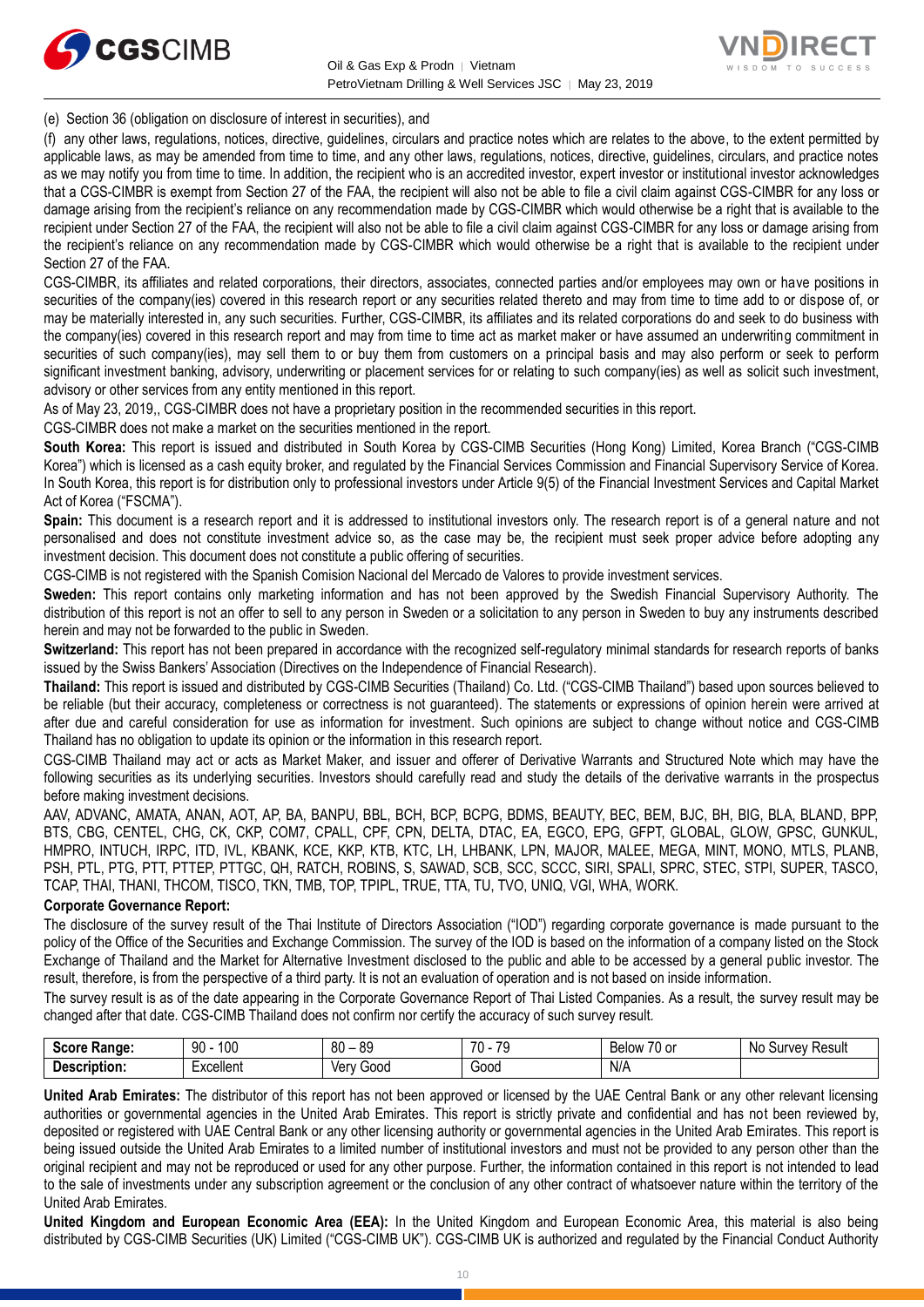(e) Section 36 (obligation on disclosure of interest in securities), and

(f) any other laws, regulations, notices, directive, guidelines, circulars and practice notes which are relates to the above, to the extent permitted by applicable laws, as may be amended from time to time, and any other laws, regulations, notices, directive, guidelines, circulars, and practice notes as we may notify you from time to time. In addition, the recipient who is an accredited investor, expert investor or institutional investor acknowledges that a CGS-CIMBR is exempt from Section 27 of the FAA, the recipient will also not be able to file a civil claim against CGS-CIMBR for any loss or damage arising from the recipient's reliance on any recommendation made by CGS-CIMBR which would otherwise be a right that is available to the recipient under Section 27 of the FAA, the recipient will also not be able to file a civil claim against CGS-CIMBR for any loss or damage arising from the recipient's reliance on any recommendation made by CGS-CIMBR which would otherwise be a right that is available to the recipient under Section 27 of the FAA.

CGS-CIMBR, its affiliates and related corporations, their directors, associates, connected parties and/or employees may own or have positions in securities of the company(ies) covered in this research report or any securities related thereto and may from time to time add to or dispose of, or may be materially interested in, any such securities. Further, CGS-CIMBR, its affiliates and its related corporations do and seek to do business with the company(ies) covered in this research report and may from time to time act as market maker or have assumed an underwriting commitment in securities of such company(ies), may sell them to or buy them from customers on a principal basis and may also perform or seek to perform significant investment banking, advisory, underwriting or placement services for or relating to such company(ies) as well as solicit such investment, advisory or other services from any entity mentioned in this report.

As of May 23, 2019,, CGS-CIMBR does not have a proprietary position in the recommended securities in this report.

CGS-CIMBR does not make a market on the securities mentioned in the report.

**South Korea:** This report is issued and distributed in South Korea by CGS-CIMB Securities (Hong Kong) Limited, Korea Branch ("CGS-CIMB Korea") which is licensed as a cash equity broker, and regulated by the Financial Services Commission and Financial Supervisory Service of Korea. In South Korea, this report is for distribution only to professional investors under Article 9(5) of the Financial Investment Services and Capital Market Act of Korea ("FSCMA").

**Spain:** This document is a research report and it is addressed to institutional investors only. The research report is of a general nature and not personalised and does not constitute investment advice so, as the case may be, the recipient must seek proper advice before adopting any investment decision. This document does not constitute a public offering of securities.

CGS-CIMB is not registered with the Spanish Comision Nacional del Mercado de Valores to provide investment services.

**Sweden:** This report contains only marketing information and has not been approved by the Swedish Financial Supervisory Authority. The distribution of this report is not an offer to sell to any person in Sweden or a solicitation to any person in Sweden to buy any instruments described herein and may not be forwarded to the public in Sweden.

**Switzerland:** This report has not been prepared in accordance with the recognized self-regulatory minimal standards for research reports of banks issued by the Swiss Bankers' Association (Directives on the Independence of Financial Research).

**Thailand:** This report is issued and distributed by CGS-CIMB Securities (Thailand) Co. Ltd. ("CGS-CIMB Thailand") based upon sources believed to be reliable (but their accuracy, completeness or correctness is not guaranteed). The statements or expressions of opinion herein were arrived at after due and careful consideration for use as information for investment. Such opinions are subject to change without notice and CGS-CIMB Thailand has no obligation to update its opinion or the information in this research report.

CGS-CIMB Thailand may act or acts as Market Maker, and issuer and offerer of Derivative Warrants and Structured Note which may have the following securities as its underlying securities. Investors should carefully read and study the details of the derivative warrants in the prospectus before making investment decisions.

AAV, ADVANC, AMATA, ANAN, AOT, AP, BA, BANPU, BBL, BCH, BCP, BCPG, BDMS, BEAUTY, BEC, BEM, BJC, BH, BIG, BLA, BLAND, BPP, BTS, CBG, CENTEL, CHG, CK, CKP, COM7, CPALL, CPF, CPN, DELTA, DTAC, EA, EGCO, EPG, GFPT, GLOBAL, GLOW, GPSC, GUNKUL, HMPRO, INTUCH, IRPC, ITD, IVL, KBANK, KCE, KKP, KTB, KTC, LH, LHBANK, LPN, MAJOR, MALEE, MEGA, MINT, MONO, MTLS, PLANB, PSH, PTL, PTG, PTT, PTTEP, PTTGC, QH, RATCH, ROBINS, S, SAWAD, SCB, SCC, SCCC, SIRI, SPALI, SPRC, STEC, STPI, SUPER, TASCO, TCAP, THAI, THANI, THCOM, TISCO, TKN, TMB, TOP, TPIPL, TRUE, TTA, TU, TVO, UNIQ, VGI, WHA, WORK.

**Corporate Governance Report:**

The disclosure of the survey result of the Thai Institute of Directors Association ("IOD") regarding corporate governance is made pursuant to the policy of the Office of the Securities and Exchange Commission. The survey of the IOD is based on the information of a company listed on the Stock Exchange of Thailand and the Market for Alternative Investment disclosed to the public and able to be accessed by a general public investor. The result, therefore, is from the perspective of a third party. It is not an evaluation of operation and is not based on inside information.

The survey result is as of the date appearing in the Corporate Governance Report of Thai Listed Companies. As a result, the survey result may be changed after that date. CGS-CIMB Thailand does not confirm nor certify the accuracy of such survey result.

| **Score Range:** | 90 - 100 | 80 – 89 | 70 - 79 | Below 70 or | No Survey Result |
|---|---|---|---|---|---|
| **Description:** | Excellent | Very Good | Good | N/A | |

**United Arab Emirates:** The distributor of this report has not been approved or licensed by the UAE Central Bank or any other relevant licensing authorities or governmental agencies in the United Arab Emirates. This report is strictly private and confidential and has not been reviewed by, deposited or registered with UAE Central Bank or any other licensing authority or governmental agencies in the United Arab Emirates. This report is being issued outside the United Arab Emirates to a limited number of institutional investors and must not be provided to any person other than the original recipient and may not be reproduced or used for any other purpose. Further, the information contained in this report is not intended to lead to the sale of investments under any subscription agreement or the conclusion of any other contract of whatsoever nature within the territory of the United Arab Emirates.

**United Kingdom and European Economic Area (EEA):** In the United Kingdom and European Economic Area, this material is also being distributed by CGS-CIMB Securities (UK) Limited ("CGS-CIMB UK"). CGS-CIMB UK is authorized and regulated by the Financial Conduct Authority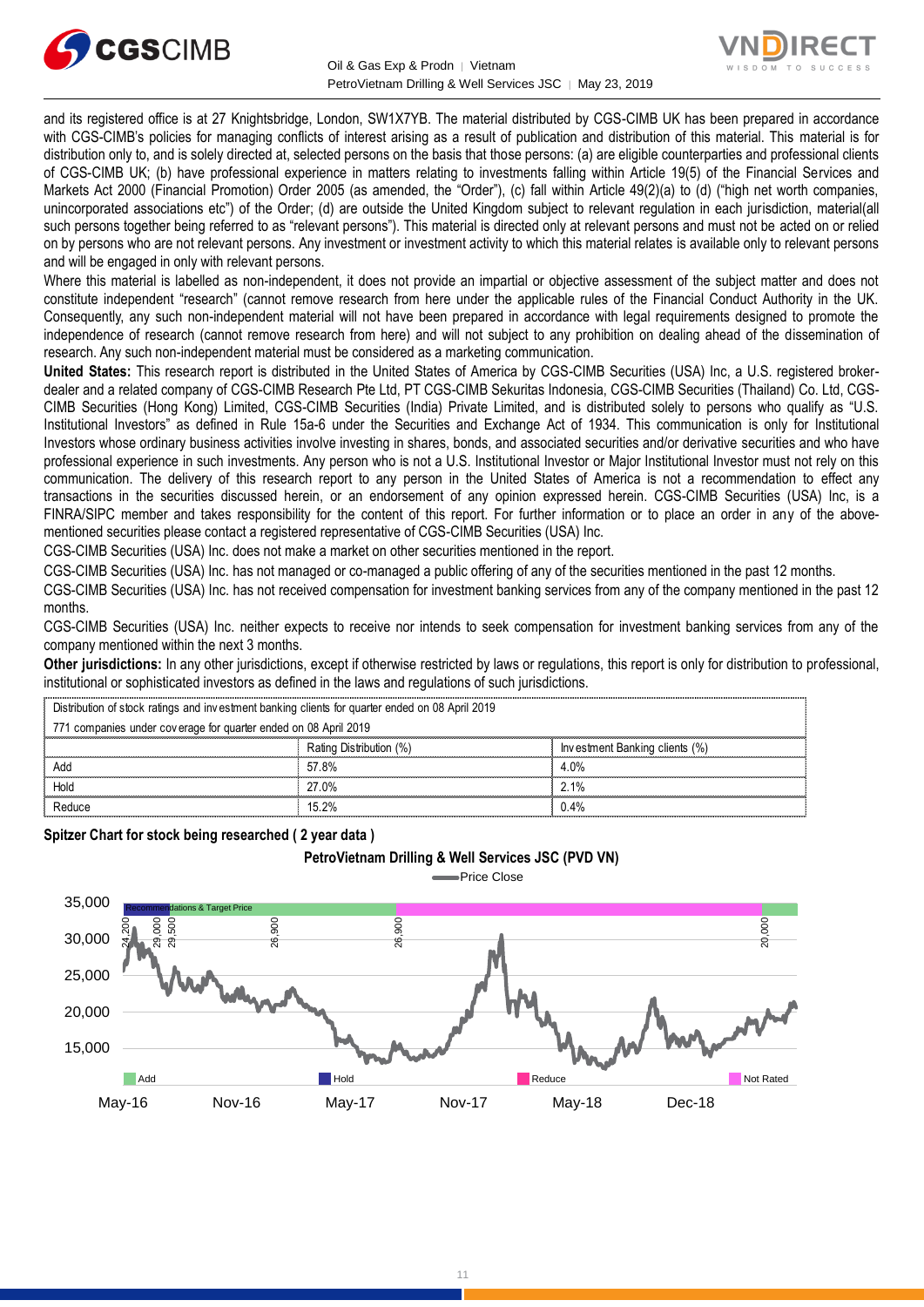and its registered office is at 27 Knightsbridge, London, SW1X7YB. The material distributed by CGS-CIMB UK has been prepared in accordance with CGS-CIMB's policies for managing conflicts of interest arising as a result of publication and distribution of this material. This material is for distribution only to, and is solely directed at, selected persons on the basis that those persons: (a) are eligible counterparties and professional clients of CGS-CIMB UK; (b) have professional experience in matters relating to investments falling within Article 19(5) of the Financial Services and Markets Act 2000 (Financial Promotion) Order 2005 (as amended, the "Order"), (c) fall within Article 49(2)(a) to (d) ("high net worth companies, unincorporated associations etc") of the Order; (d) are outside the United Kingdom subject to relevant regulation in each jurisdiction, material(all such persons together being referred to as "relevant persons"). This material is directed only at relevant persons and must not be acted on or relied on by persons who are not relevant persons. Any investment or investment activity to which this material relates is available only to relevant persons and will be engaged in only with relevant persons.

Where this material is labelled as non-independent, it does not provide an impartial or objective assessment of the subject matter and does not constitute independent "research" (cannot remove research from here under the applicable rules of the Financial Conduct Authority in the UK. Consequently, any such non-independent material will not have been prepared in accordance with legal requirements designed to promote the independence of research (cannot remove research from here) and will not subject to any prohibition on dealing ahead of the dissemination of research. Any such non-independent material must be considered as a marketing communication.

**United States:** This research report is distributed in the United States of America by CGS-CIMB Securities (USA) Inc, a U.S. registered broker-dealer and a related company of CGS-CIMB Research Pte Ltd, PT CGS-CIMB Sekuritas Indonesia, CGS-CIMB Securities (Thailand) Co. Ltd, CGS-CIMB Securities (Hong Kong) Limited, CGS-CIMB Securities (India) Private Limited, and is distributed solely to persons who qualify as "U.S. Institutional Investors" as defined in Rule 15a-6 under the Securities and Exchange Act of 1934. This communication is only for Institutional Investors whose ordinary business activities involve investing in shares, bonds, and associated securities and/or derivative securities and who have professional experience in such investments. Any person who is not a U.S. Institutional Investor or Major Institutional Investor must not rely on this communication. The delivery of this research report to any person in the United States of America is not a recommendation to effect any transactions in the securities discussed herein, or an endorsement of any opinion expressed herein. CGS-CIMB Securities (USA) Inc, is a FINRA/SIPC member and takes responsibility for the content of this report. For further information or to place an order in any of the above-mentioned securities please contact a registered representative of CGS-CIMB Securities (USA) Inc.

CGS-CIMB Securities (USA) Inc. does not make a market on other securities mentioned in the report.

CGS-CIMB Securities (USA) Inc. has not managed or co-managed a public offering of any of the securities mentioned in the past 12 months.

CGS-CIMB Securities (USA) Inc. has not received compensation for investment banking services from any of the company mentioned in the past 12 months.

CGS-CIMB Securities (USA) Inc. neither expects to receive nor intends to seek compensation for investment banking services from any of the company mentioned within the next 3 months.

**Other jurisdictions:** In any other jurisdictions, except if otherwise restricted by laws or regulations, this report is only for distribution to professional, institutional or sophisticated investors as defined in the laws and regulations of such jurisdictions.

| Distribution of stock ratings and investment banking clients for quarter ended on 08 April 2019 | | |
|---|---|---|
| 771 companies under coverage for quarter ended on 08 April 2019 | | |
| | Rating Distribution (%) | Investment Banking clients (%) |
| Add | 57.8% | 4.0% |
| Hold | 27.0% | 2.1% |
| Reduce | 15.2% | 0.4% |

**Spitzer Chart for stock being researched ( 2 year data )**

**PetroVietnam Drilling & Well Services JSC (PVD VN)**

Price Close

Recommendations & Target Price: 24,200; 29,000; 29,500; 26,900; 26,900; 20,000

Legend: Add, Hold, Reduce, Not Rated

May-16, Nov-16, May-17, Nov-17, May-18, Dec-18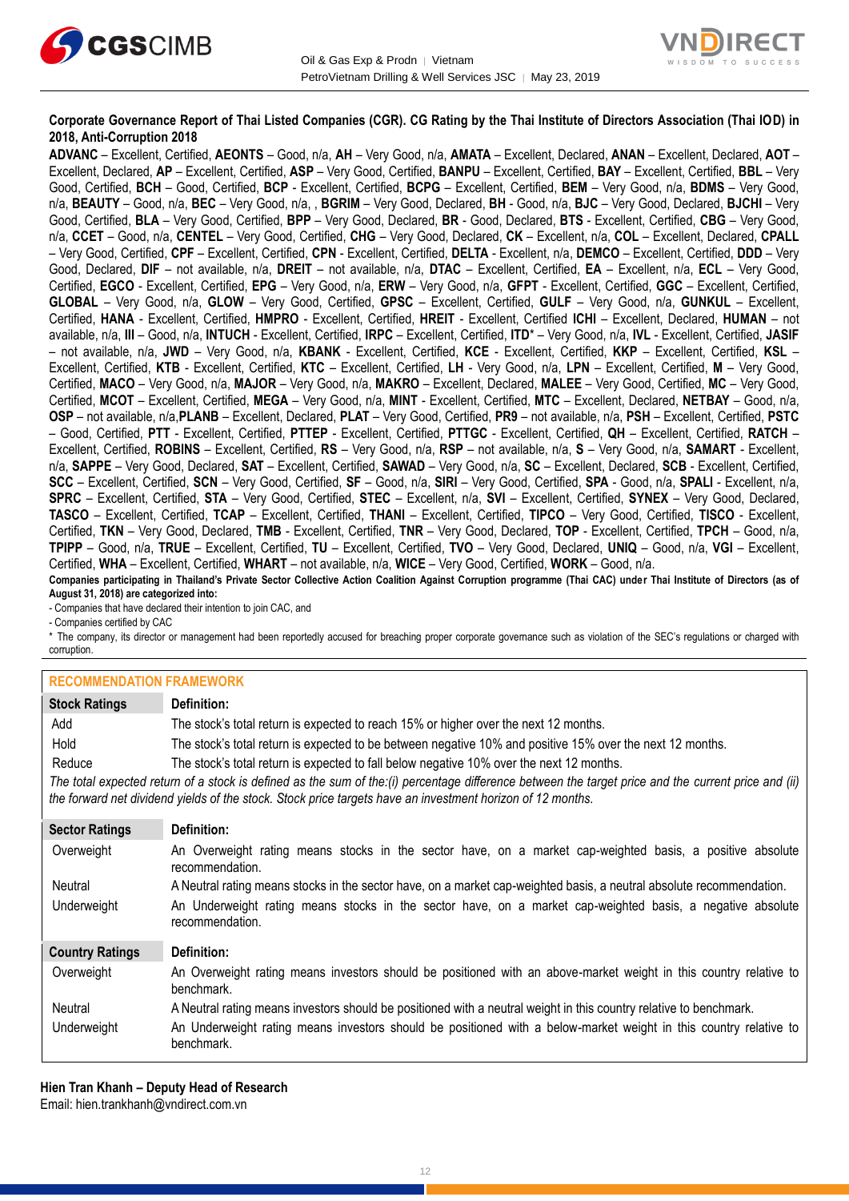**Corporate Governance Report of Thai Listed Companies (CGR). CG Rating by the Thai Institute of Directors Association (Thai IOD) in 2018, Anti-Corruption 2018**

**ADVANC** – Excellent, Certified, **AEONTS** – Good, n/a, **AH** – Very Good, n/a, **AMATA** – Excellent, Declared, **ANAN** – Excellent, Declared, **AOT** – Excellent, Declared, **AP** – Excellent, Certified, **ASP** – Very Good, Certified, **BANPU** – Excellent, Certified, **BAY** – Excellent, Certified, **BBL** – Very Good, Certified, **BCH** – Good, Certified, **BCP** - Excellent, Certified, **BCPG** – Excellent, Certified, **BEM** – Very Good, n/a, **BDMS** – Very Good, n/a, **BEAUTY** – Good, n/a, **BEC** – Very Good, n/a, , **BGRIM** – Very Good, Declared, **BH** - Good, n/a, **BJC** – Very Good, Declared, **BJCHI** – Very Good, Certified, **BLA** – Very Good, Certified, **BPP** – Very Good, Declared, **BR** - Good, Declared, **BTS** - Excellent, Certified, **CBG** – Very Good, n/a, **CCET** – Good, n/a, **CENTEL** – Very Good, Certified, **CHG** – Very Good, Declared, **CK** – Excellent, n/a, **COL** – Excellent, Declared, **CPALL** – Very Good, Certified, **CPF** – Excellent, Certified, **CPN** - Excellent, Certified, **DELTA** - Excellent, n/a, **DEMCO** – Excellent, Certified, **DDD** – Very Good, Declared, **DIF** – not available, n/a, **DREIT** – not available, n/a, **DTAC** – Excellent, Certified, **EA** – Excellent, n/a, **ECL** – Very Good, Certified, **EGCO** - Excellent, Certified, **EPG** – Very Good, n/a, **ERW** – Very Good, n/a, **GFPT** - Excellent, Certified, **GGC** – Excellent, Certified, **GLOBAL** – Very Good, n/a, **GLOW** – Very Good, Certified, **GPSC** – Excellent, Certified, **GULF** – Very Good, n/a, **GUNKUL** – Excellent, Certified, **HANA** - Excellent, Certified, **HMPRO** - Excellent, Certified, **HREIT** - Excellent, Certified **ICHI** – Excellent, Declared, **HUMAN** – not available, n/a, **III** – Good, n/a, **INTUCH** - Excellent, Certified, **IRPC** – Excellent, Certified, **ITD*** – Very Good, n/a, **IVL** - Excellent, Certified, **JASIF** – not available, n/a, **JWD** – Very Good, n/a, **KBANK** - Excellent, Certified, **KCE** - Excellent, Certified, **KKP** – Excellent, Certified, **KSL** – Excellent, Certified, **KTB** - Excellent, Certified, **KTC** – Excellent, Certified, **LH** - Very Good, n/a, **LPN** – Excellent, Certified, **M** – Very Good, Certified, **MACO** – Very Good, n/a, **MAJOR** – Very Good, n/a, **MAKRO** – Excellent, Declared, **MALEE** – Very Good, Certified, **MC** – Very Good, Certified, **MCOT** – Excellent, Certified, **MEGA** – Very Good, n/a, **MINT** - Excellent, Certified, **MTC** – Excellent, Declared, **NETBAY** – Good, n/a, **OSP** – not available, n/a,**PLANB** – Excellent, Declared, **PLAT** – Very Good, Certified, **PR9** – not available, n/a, **PSH** – Excellent, Certified, **PSTC** – Good, Certified, **PTT** - Excellent, Certified, **PTTEP** - Excellent, Certified, **PTTGC** - Excellent, Certified, **QH** – Excellent, Certified, **RATCH** – Excellent, Certified, **ROBINS** – Excellent, Certified, **RS** – Very Good, n/a, **RSP** – not available, n/a, **S** – Very Good, n/a, **SAMART** - Excellent, n/a, **SAPPE** – Very Good, Declared, **SAT** – Excellent, Certified, **SAWAD** – Very Good, n/a, **SC** – Excellent, Declared, **SCB** - Excellent, Certified, **SCC** – Excellent, Certified, **SCN** – Very Good, Certified, **SF** – Good, n/a, **SIRI** – Very Good, Certified, **SPA** - Good, n/a, **SPALI** - Excellent, n/a, **SPRC** – Excellent, Certified, **STA** – Very Good, Certified, **STEC** – Excellent, n/a, **SVI** – Excellent, Certified, **SYNEX** – Very Good, Declared, **TASCO** – Excellent, Certified, **TCAP** – Excellent, Certified, **THANI** – Excellent, Certified, **TIPCO** – Very Good, Certified, **TISCO** - Excellent, Certified, **TKN** – Very Good, Declared, **TMB** - Excellent, Certified, **TNR** – Very Good, Declared, **TOP** - Excellent, Certified, **TPCH** – Good, n/a, **TPIPP** – Good, n/a, **TRUE** – Excellent, Certified, **TU** – Excellent, Certified, **TVO** – Very Good, Declared, **UNIQ** – Good, n/a, **VGI** – Excellent, Certified, **WHA** – Excellent, Certified, **WHART** – not available, n/a, **WICE** – Very Good, Certified, **WORK** – Good, n/a.

**Companies participating in Thailand's Private Sector Collective Action Coalition Against Corruption programme (Thai CAC) under Thai Institute of Directors (as of August 31, 2018) are categorized into:**

- Companies that have declared their intention to join CAC, and
- Companies certified by CAC

* The company, its director or management had been reportedly accused for breaching proper corporate governance such as violation of the SEC's regulations or charged with corruption.

## RECOMMENDATION FRAMEWORK

| Stock Ratings | Definition: |
|---|---|
| Add | The stock's total return is expected to reach 15% or higher over the next 12 months. |
| Hold | The stock's total return is expected to be between negative 10% and positive 15% over the next 12 months. |
| Reduce | The stock's total return is expected to fall below negative 10% over the next 12 months. |

*The total expected return of a stock is defined as the sum of the:(i) percentage difference between the target price and the current price and (ii) the forward net dividend yields of the stock. Stock price targets have an investment horizon of 12 months.*

| Sector Ratings | Definition: |
|---|---|
| Overweight | An Overweight rating means stocks in the sector have, on a market cap-weighted basis, a positive absolute recommendation. |
| Neutral | A Neutral rating means stocks in the sector have, on a market cap-weighted basis, a neutral absolute recommendation. |
| Underweight | An Underweight rating means stocks in the sector have, on a market cap-weighted basis, a negative absolute recommendation. |

| Country Ratings | Definition: |
|---|---|
| Overweight | An Overweight rating means investors should be positioned with an above-market weight in this country relative to benchmark. |
| Neutral | A Neutral rating means investors should be positioned with a neutral weight in this country relative to benchmark. |
| Underweight | An Underweight rating means investors should be positioned with a below-market weight in this country relative to benchmark. |

**Hien Tran Khanh – Deputy Head of Research**
Email: hien.trankhanh@vndirect.com.vn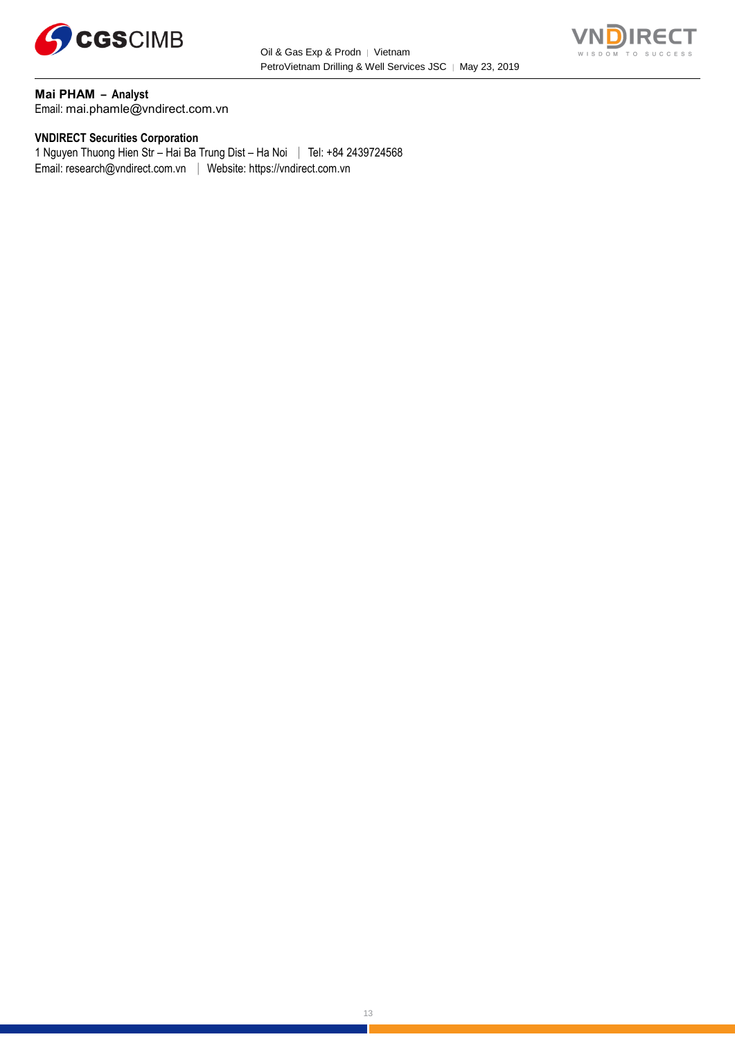**Mai PHAM – Analyst**
Email: mai.phamle@vndirect.com.vn

**VNDIRECT Securities Corporation**
1 Nguyen Thuong Hien Str – Hai Ba Trung Dist – Ha Noi | Tel: +84 2439724568
Email: research@vndirect.com.vn | Website: https://vndirect.com.vn